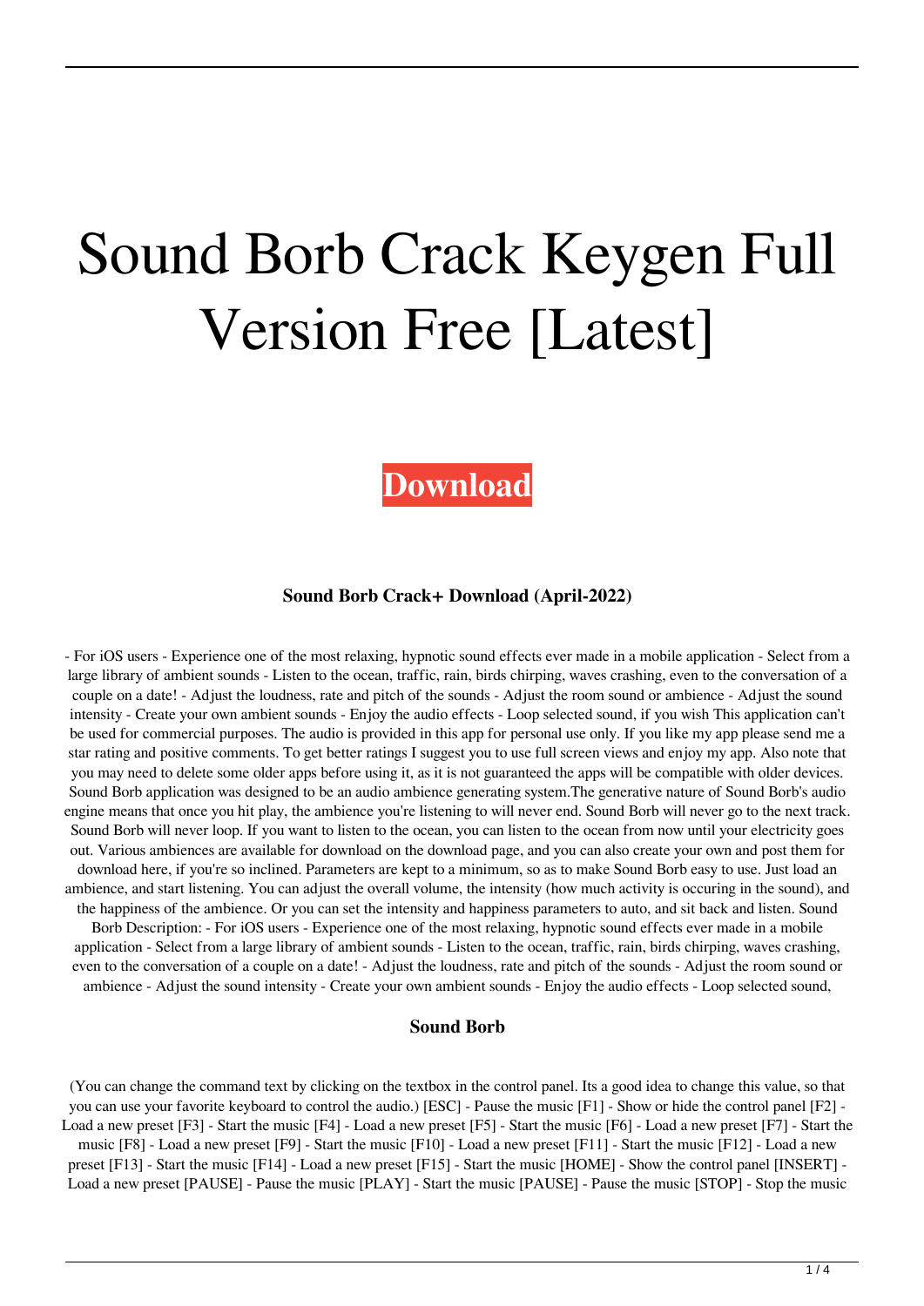# Sound Borb Crack Keygen Full Version Free [Latest]

**Download**

### Sound Borb Crack+ Download (April-2022)

- For iOS users - Experience one of the most relaxing, hypnotic sound effects ever made in a mobile application - Select from a large library of ambient sounds - Listen to the ocean, traffic, rain, birds chirping, waves crashing, even to the conversation of a couple on a date! - Adjust the loudness, rate and pitch of the sounds - Adjust the room sound or ambience - Adjust the sound intensity - Create your own ambient sounds - Enjoy the audio effects - Loop selected sound, if you wish This application can't be used for commercial purposes. The audio is provided in this app for personal use only. If you like my app please send me a star rating and positive comments. To get better ratings I suggest you to use full screen views and enjoy my app. Also note that you may need to delete some older apps before using it, as it is not guaranteed the apps will be compatible with older devices. Sound Borb application was designed to be an audio ambience generating system.The generative nature of Sound Borb's audio engine means that once you hit play, the ambience you're listening to will never end. Sound Borb will never go to the next track. Sound Borb will never loop. If you want to listen to the ocean, you can listen to the ocean from now until your electricity goes out. Various ambiences are available for download on the download page, and you can also create your own and post them for download here, if you're so inclined. Parameters are kept to a minimum, so as to make Sound Borb easy to use. Just load an ambience, and start listening. You can adjust the overall volume, the intensity (how much activity is occuring in the sound), and the happiness of the ambience. Or you can set the intensity and happiness parameters to auto, and sit back and listen. Sound Borb Description: - For iOS users - Experience one of the most relaxing, hypnotic sound effects ever made in a mobile application - Select from a large library of ambient sounds - Listen to the ocean, traffic, rain, birds chirping, waves crashing, even to the conversation of a couple on a date! - Adjust the loudness, rate and pitch of the sounds - Adjust the room sound or ambience - Adjust the sound intensity - Create your own ambient sounds - Enjoy the audio effects - Loop selected sound,

### Sound Borb

(You can change the command text by clicking on the textbox in the control panel. Its a good idea to change this value, so that you can use your favorite keyboard to control the audio.) [ESC] - Pause the music [F1] - Show or hide the control panel [F2] - Load a new preset [F3] - Start the music [F4] - Load a new preset [F5] - Start the music [F6] - Load a new preset [F7] - Start the music [F8] - Load a new preset [F9] - Start the music [F10] - Load a new preset [F11] - Start the music [F12] - Load a new preset [F13] - Start the music [F14] - Load a new preset [F15] - Start the music [HOME] - Show the control panel [INSERT] - Load a new preset [PAUSE] - Pause the music [PLAY] - Start the music [PAUSE] - Pause the music [STOP] - Stop the music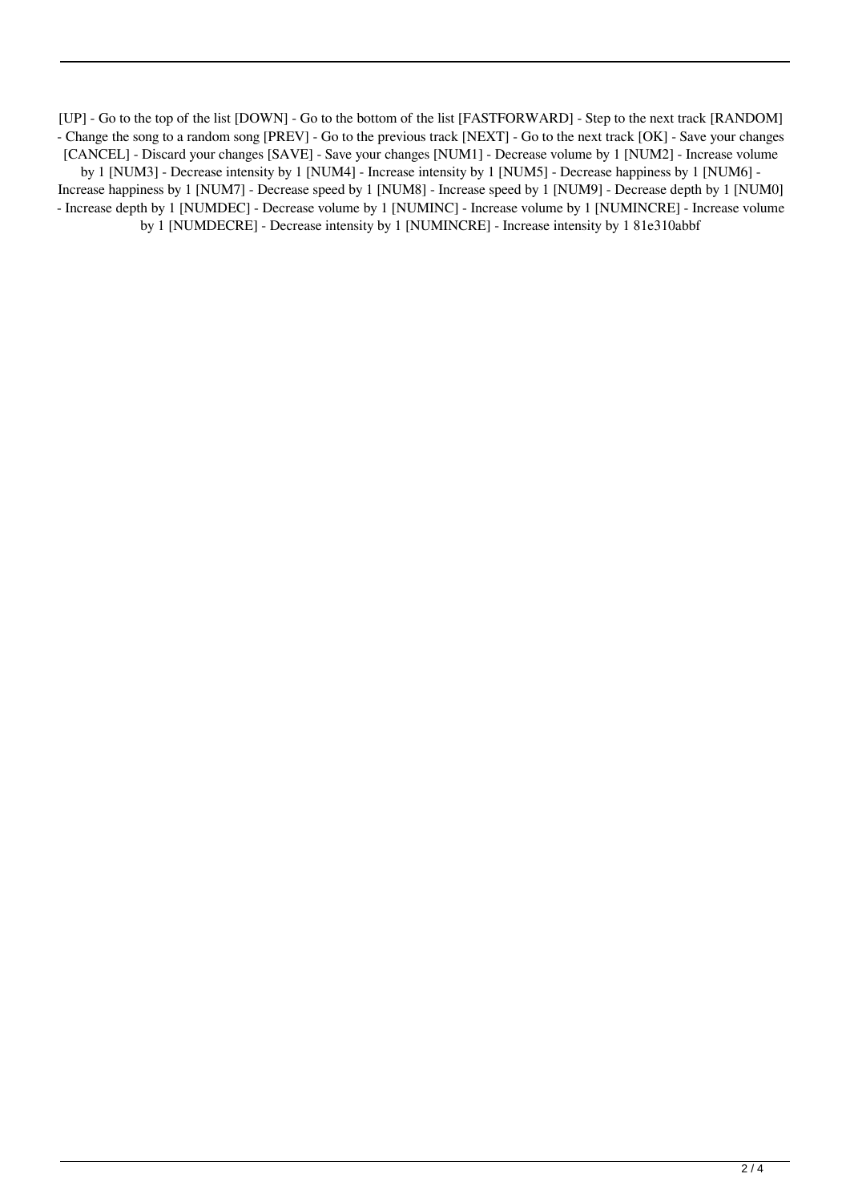[UP] - Go to the top of the list [DOWN] - Go to the bottom of the list [FASTFORWARD] - Step to the next track [RANDOM] - Change the song to a random song [PREV] - Go to the previous track [NEXT] - Go to the next track [OK] - Save your changes [CANCEL] - Discard your changes [SAVE] - Save your changes [NUM1] - Decrease volume by 1 [NUM2] - Increase volume by 1 [NUM3] - Decrease intensity by 1 [NUM4] - Increase intensity by 1 [NUM5] - Decrease happiness by 1 [NUM6] - Increase happiness by 1 [NUM7] - Decrease speed by 1 [NUM8] - Increase speed by 1 [NUM9] - Decrease depth by 1 [NUM0] - Increase depth by 1 [NUMDEC] - Decrease volume by 1 [NUMINC] - Increase volume by 1 [NUMINCRE] - Increase volume by 1 [NUMDECRE] - Decrease intensity by 1 [NUMINCRE] - Increase intensity by 1 81e310abbf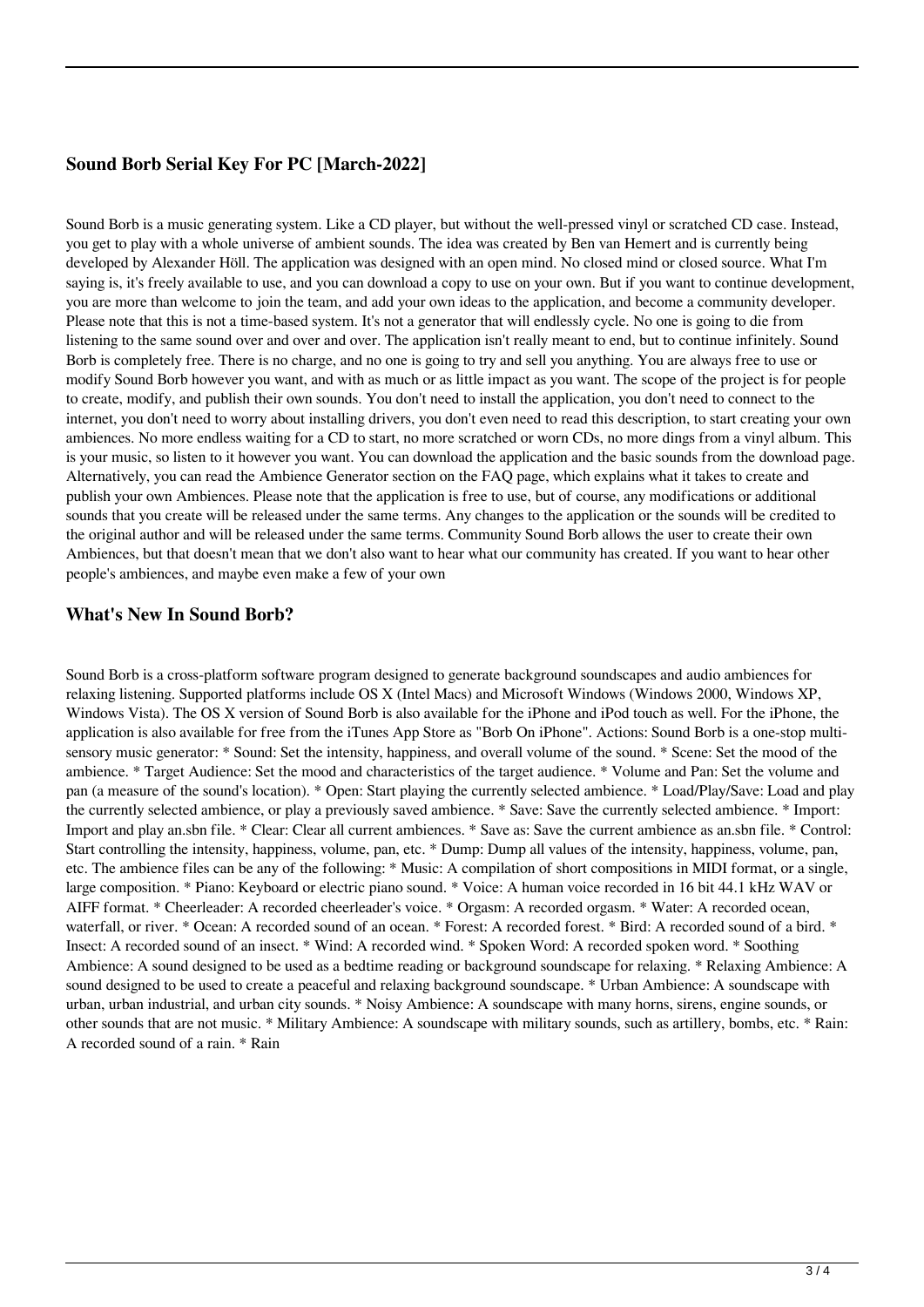## Sound Borb Serial Key For PC [March-2022]

Sound Borb is a music generating system. Like a CD player, but without the well-pressed vinyl or scratched CD case. Instead, you get to play with a whole universe of ambient sounds. The idea was created by Ben van Hemert and is currently being developed by Alexander Höll. The application was designed with an open mind. No closed mind or closed source. What I'm saying is, it's freely available to use, and you can download a copy to use on your own. But if you want to continue development, you are more than welcome to join the team, and add your own ideas to the application, and become a community developer. Please note that this is not a time-based system. It's not a generator that will endlessly cycle. No one is going to die from listening to the same sound over and over and over. The application isn't really meant to end, but to continue infinitely. Sound Borb is completely free. There is no charge, and no one is going to try and sell you anything. You are always free to use or modify Sound Borb however you want, and with as much or as little impact as you want. The scope of the project is for people to create, modify, and publish their own sounds. You don't need to install the application, you don't need to connect to the internet, you don't need to worry about installing drivers, you don't even need to read this description, to start creating your own ambiences. No more endless waiting for a CD to start, no more scratched or worn CDs, no more dings from a vinyl album. This is your music, so listen to it however you want. You can download the application and the basic sounds from the download page. Alternatively, you can read the Ambience Generator section on the FAQ page, which explains what it takes to create and publish your own Ambiences. Please note that the application is free to use, but of course, any modifications or additional sounds that you create will be released under the same terms. Any changes to the application or the sounds will be credited to the original author and will be released under the same terms. Community Sound Borb allows the user to create their own Ambiences, but that doesn't mean that we don't also want to hear what our community has created. If you want to hear other people's ambiences, and maybe even make a few of your own

## What's New In Sound Borb?

Sound Borb is a cross-platform software program designed to generate background soundscapes and audio ambiences for relaxing listening. Supported platforms include OS X (Intel Macs) and Microsoft Windows (Windows 2000, Windows XP, Windows Vista). The OS X version of Sound Borb is also available for the iPhone and iPod touch as well. For the iPhone, the application is also available for free from the iTunes App Store as "Borb On iPhone". Actions: Sound Borb is a one-stop multi-sensory music generator: * Sound: Set the intensity, happiness, and overall volume of the sound. * Scene: Set the mood of the ambience. * Target Audience: Set the mood and characteristics of the target audience. * Volume and Pan: Set the volume and pan (a measure of the sound's location). * Open: Start playing the currently selected ambience. * Load/Play/Save: Load and play the currently selected ambience, or play a previously saved ambience. * Save: Save the currently selected ambience. * Import: Import and play an.sbn file. * Clear: Clear all current ambiences. * Save as: Save the current ambience as an.sbn file. * Control: Start controlling the intensity, happiness, volume, pan, etc. * Dump: Dump all values of the intensity, happiness, volume, pan, etc. The ambience files can be any of the following: * Music: A compilation of short compositions in MIDI format, or a single, large composition. * Piano: Keyboard or electric piano sound. * Voice: A human voice recorded in 16 bit 44.1 kHz WAV or AIFF format. * Cheerleader: A recorded cheerleader's voice. * Orgasm: A recorded orgasm. * Water: A recorded ocean, waterfall, or river. * Ocean: A recorded sound of an ocean. * Forest: A recorded forest. * Bird: A recorded sound of a bird. * Insect: A recorded sound of an insect. * Wind: A recorded wind. * Spoken Word: A recorded spoken word. * Soothing Ambience: A sound designed to be used as a bedtime reading or background soundscape for relaxing. * Relaxing Ambience: A sound designed to be used to create a peaceful and relaxing background soundscape. * Urban Ambience: A soundscape with urban, urban industrial, and urban city sounds. * Noisy Ambience: A soundscape with many horns, sirens, engine sounds, or other sounds that are not music. * Military Ambience: A soundscape with military sounds, such as artillery, bombs, etc. * Rain: A recorded sound of a rain. * Rain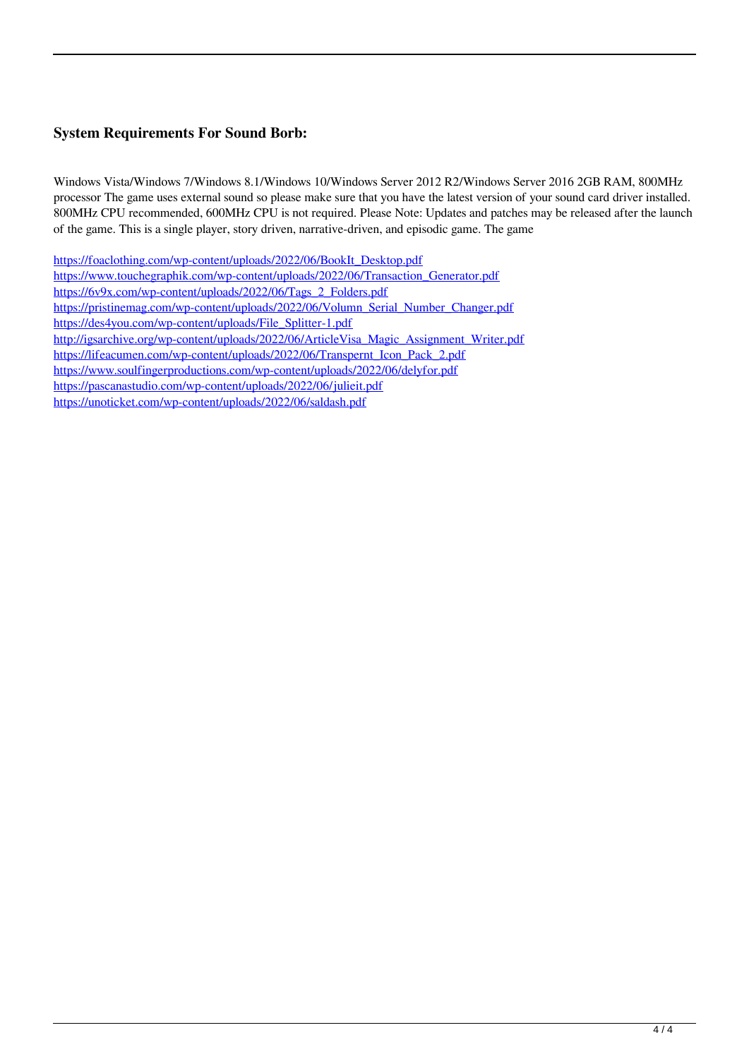### System Requirements For Sound Borb:

Windows Vista/Windows 7/Windows 8.1/Windows 10/Windows Server 2012 R2/Windows Server 2016 2GB RAM, 800MHz processor The game uses external sound so please make sure that you have the latest version of your sound card driver installed. 800MHz CPU recommended, 600MHz CPU is not required. Please Note: Updates and patches may be released after the launch of the game. This is a single player, story driven, narrative-driven, and episodic game. The game

https://foaclothing.com/wp-content/uploads/2022/06/BookIt_Desktop.pdf
https://www.touchegraphik.com/wp-content/uploads/2022/06/Transaction_Generator.pdf
https://6v9x.com/wp-content/uploads/2022/06/Tags_2_Folders.pdf
https://pristinemag.com/wp-content/uploads/2022/06/Volumn_Serial_Number_Changer.pdf
https://des4you.com/wp-content/uploads/File_Splitter-1.pdf
http://igsarchive.org/wp-content/uploads/2022/06/ArticleVisa_Magic_Assignment_Writer.pdf
https://lifeacumen.com/wp-content/uploads/2022/06/Transpernt_Icon_Pack_2.pdf
https://www.soulfingerproductions.com/wp-content/uploads/2022/06/delyfor.pdf
https://pascanastudio.com/wp-content/uploads/2022/06/julieit.pdf
https://unoticket.com/wp-content/uploads/2022/06/saldash.pdf